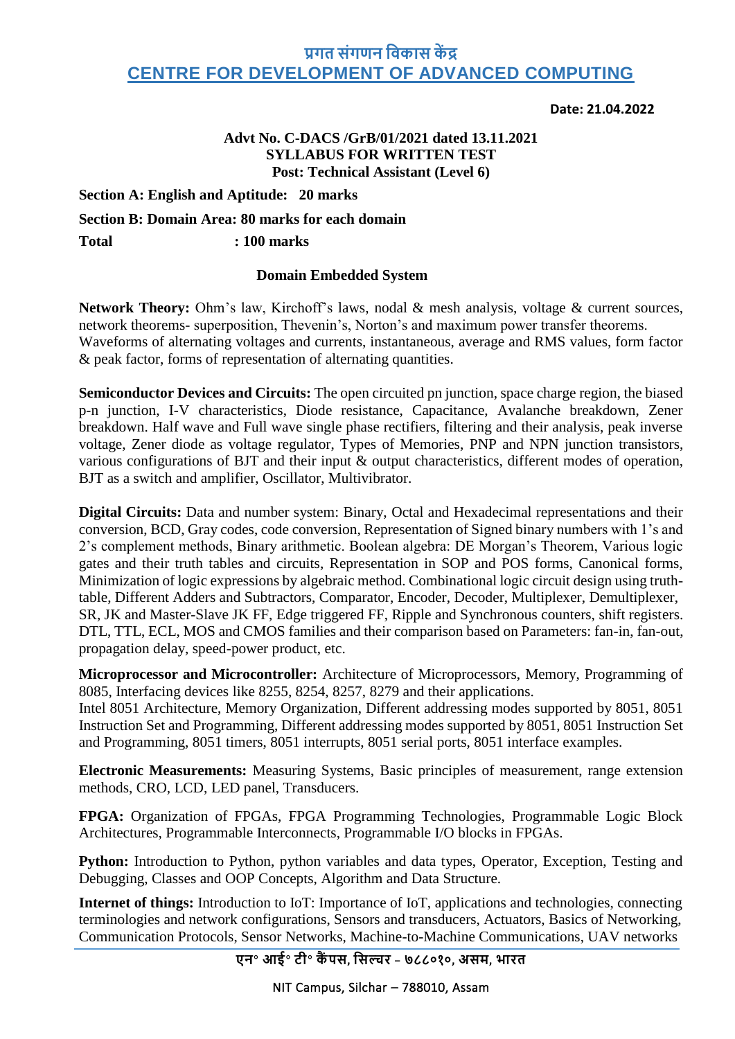# प्रगत संगणन विकास केंद्र
# CENTRE FOR DEVELOPMENT OF ADVANCED COMPUTING

**Date: 21.04.2022**

**Advt No. C-DACS /GrB/01/2021 dated 13.11.2021**
**SYLLABUS FOR WRITTEN TEST**
**Post: Technical Assistant (Level 6)**

**Section A: English and Aptitude: 20 marks**

**Section B: Domain Area: 80 marks for each domain**

**Total : 100 marks**

**Domain Embedded System**

**Network Theory:** Ohm's law, Kirchoff's laws, nodal & mesh analysis, voltage & current sources, network theorems- superposition, Thevenin's, Norton's and maximum power transfer theorems. Waveforms of alternating voltages and currents, instantaneous, average and RMS values, form factor & peak factor, forms of representation of alternating quantities.

**Semiconductor Devices and Circuits:** The open circuited pn junction, space charge region, the biased p-n junction, I-V characteristics, Diode resistance, Capacitance, Avalanche breakdown, Zener breakdown. Half wave and Full wave single phase rectifiers, filtering and their analysis, peak inverse voltage, Zener diode as voltage regulator, Types of Memories, PNP and NPN junction transistors, various configurations of BJT and their input & output characteristics, different modes of operation, BJT as a switch and amplifier, Oscillator, Multivibrator.

**Digital Circuits:** Data and number system: Binary, Octal and Hexadecimal representations and their conversion, BCD, Gray codes, code conversion, Representation of Signed binary numbers with 1's and 2's complement methods, Binary arithmetic. Boolean algebra: DE Morgan's Theorem, Various logic gates and their truth tables and circuits, Representation in SOP and POS forms, Canonical forms, Minimization of logic expressions by algebraic method. Combinational logic circuit design using truth-table, Different Adders and Subtractors, Comparator, Encoder, Decoder, Multiplexer, Demultiplexer, SR, JK and Master-Slave JK FF, Edge triggered FF, Ripple and Synchronous counters, shift registers. DTL, TTL, ECL, MOS and CMOS families and their comparison based on Parameters: fan-in, fan-out, propagation delay, speed-power product, etc.

**Microprocessor and Microcontroller:** Architecture of Microprocessors, Memory, Programming of 8085, Interfacing devices like 8255, 8254, 8257, 8279 and their applications.
Intel 8051 Architecture, Memory Organization, Different addressing modes supported by 8051, 8051 Instruction Set and Programming, Different addressing modes supported by 8051, 8051 Instruction Set and Programming, 8051 timers, 8051 interrupts, 8051 serial ports, 8051 interface examples.

**Electronic Measurements:** Measuring Systems, Basic principles of measurement, range extension methods, CRO, LCD, LED panel, Transducers.

**FPGA:** Organization of FPGAs, FPGA Programming Technologies, Programmable Logic Block Architectures, Programmable Interconnects, Programmable I/O blocks in FPGAs.

**Python:** Introduction to Python, python variables and data types, Operator, Exception, Testing and Debugging, Classes and OOP Concepts, Algorithm and Data Structure.

**Internet of things:** Introduction to IoT: Importance of IoT, applications and technologies, connecting terminologies and network configurations, Sensors and transducers, Actuators, Basics of Networking, Communication Protocols, Sensor Networks, Machine-to-Machine Communications, UAV networks

एन॰ आई॰ टी॰ कैंपस, सिल्चर – ७८८०१०, असम, भारत

NIT Campus, Silchar – 788010, Assam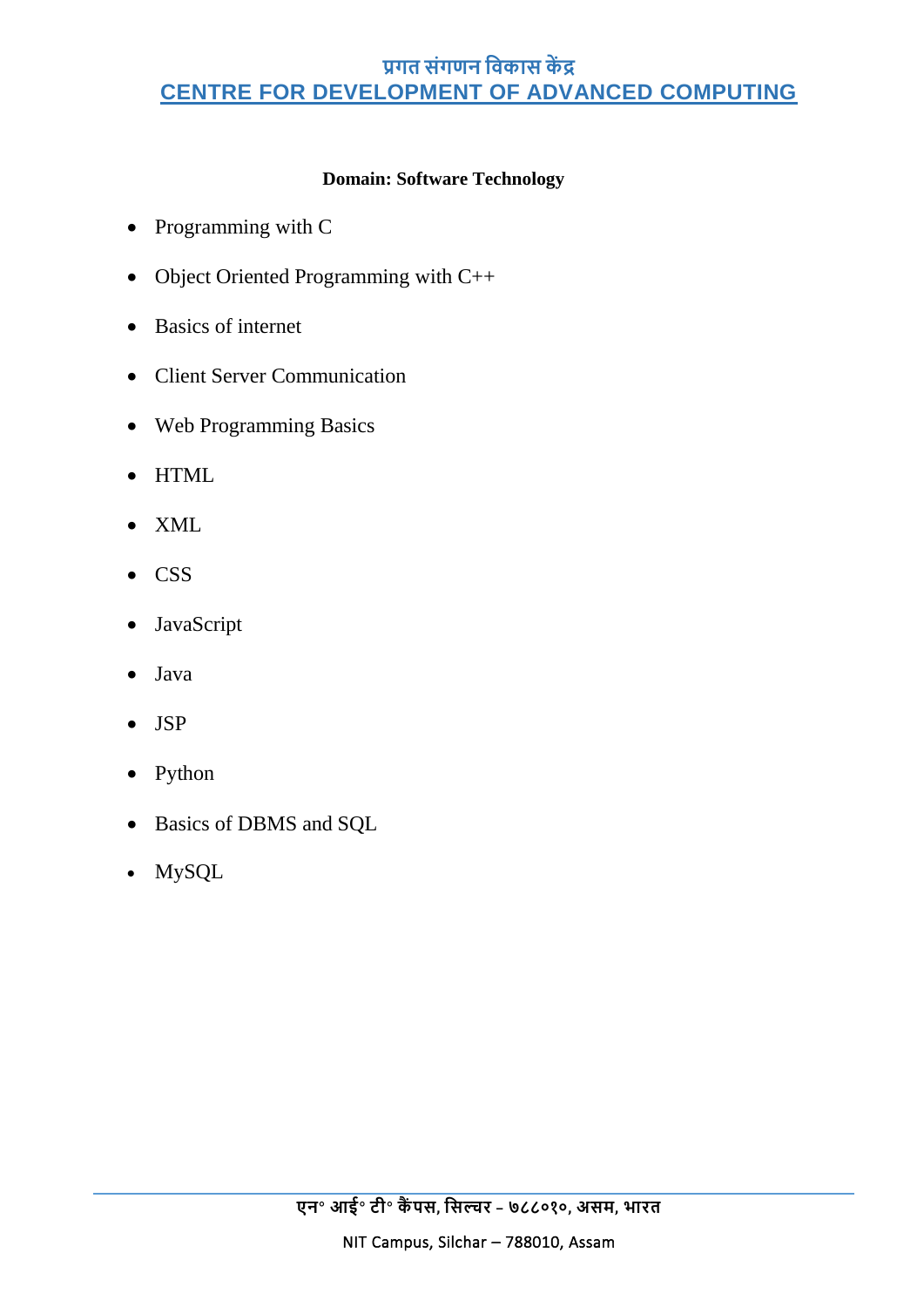**Domain: Software Technology**

- Programming with C
- Object Oriented Programming with C++
- Basics of internet
- Client Server Communication
- Web Programming Basics
- HTML
- XML
- CSS
- JavaScript
- Java
- JSP
- Python
- Basics of DBMS and SQL
- MySQL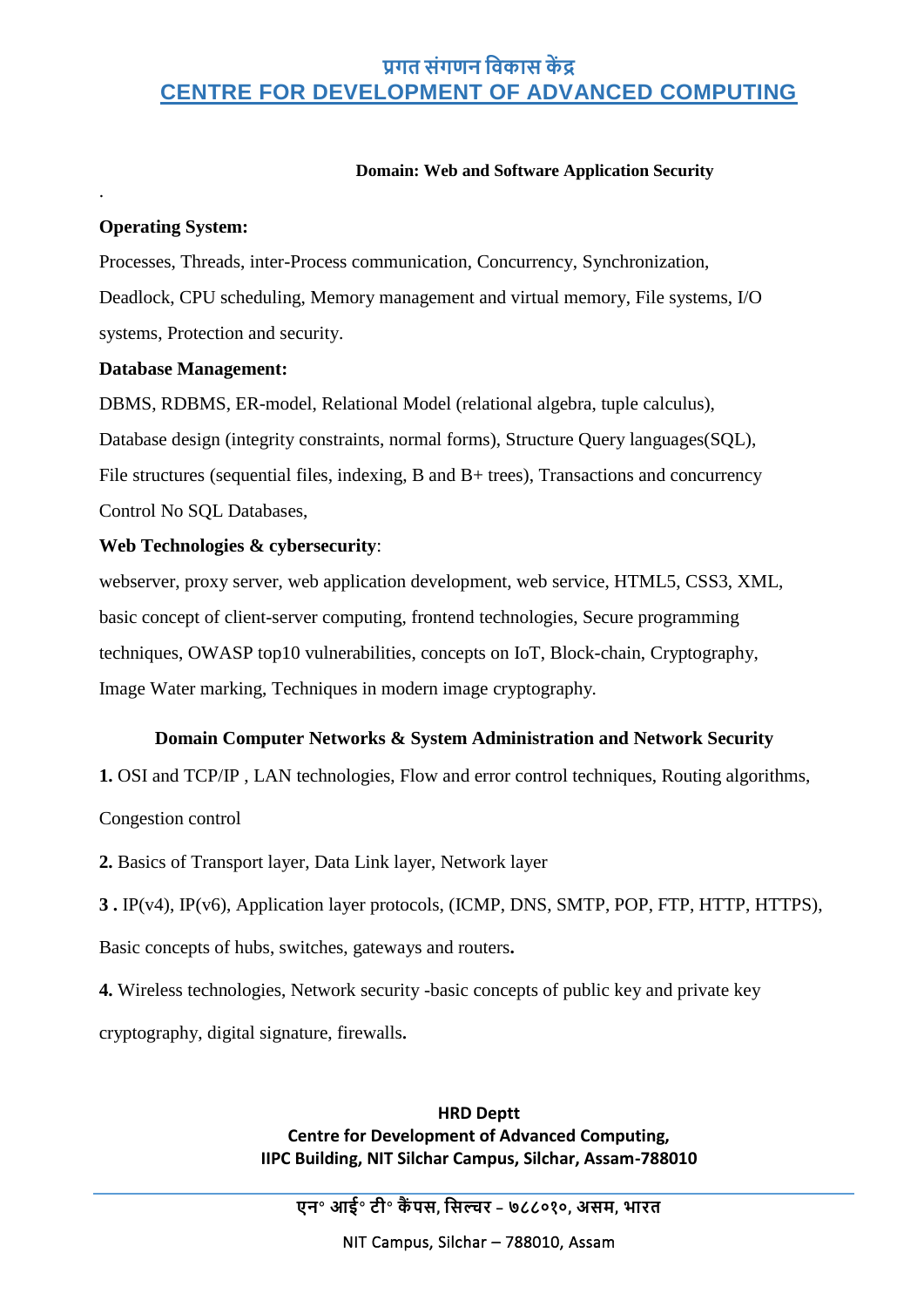**Domain: Web and Software Application Security**

.

**Operating System:**

Processes, Threads, inter-Process communication, Concurrency, Synchronization, Deadlock, CPU scheduling, Memory management and virtual memory, File systems, I/O systems, Protection and security.

**Database Management:**

DBMS, RDBMS, ER-model, Relational Model (relational algebra, tuple calculus), Database design (integrity constraints, normal forms), Structure Query languages(SQL), File structures (sequential files, indexing, B and B+ trees), Transactions and concurrency Control No SQL Databases,

**Web Technologies & cybersecurity**:

webserver, proxy server, web application development, web service, HTML5, CSS3, XML, basic concept of client-server computing, frontend technologies, Secure programming techniques, OWASP top10 vulnerabilities, concepts on IoT, Block-chain, Cryptography, Image Water marking, Techniques in modern image cryptography.

**Domain Computer Networks & System Administration and Network Security**

**1.** OSI and TCP/IP , LAN technologies, Flow and error control techniques, Routing algorithms, Congestion control

**2.** Basics of Transport layer, Data Link layer, Network layer

**3 .** IP(v4), IP(v6), Application layer protocols, (ICMP, DNS, SMTP, POP, FTP, HTTP, HTTPS), Basic concepts of hubs, switches, gateways and routers**.**

**4.** Wireless technologies, Network security -basic concepts of public key and private key cryptography, digital signature, firewalls**.**

**HRD Deptt**
**Centre for Development of Advanced Computing,**
**IIPC Building, NIT Silchar Campus, Silchar, Assam-788010**